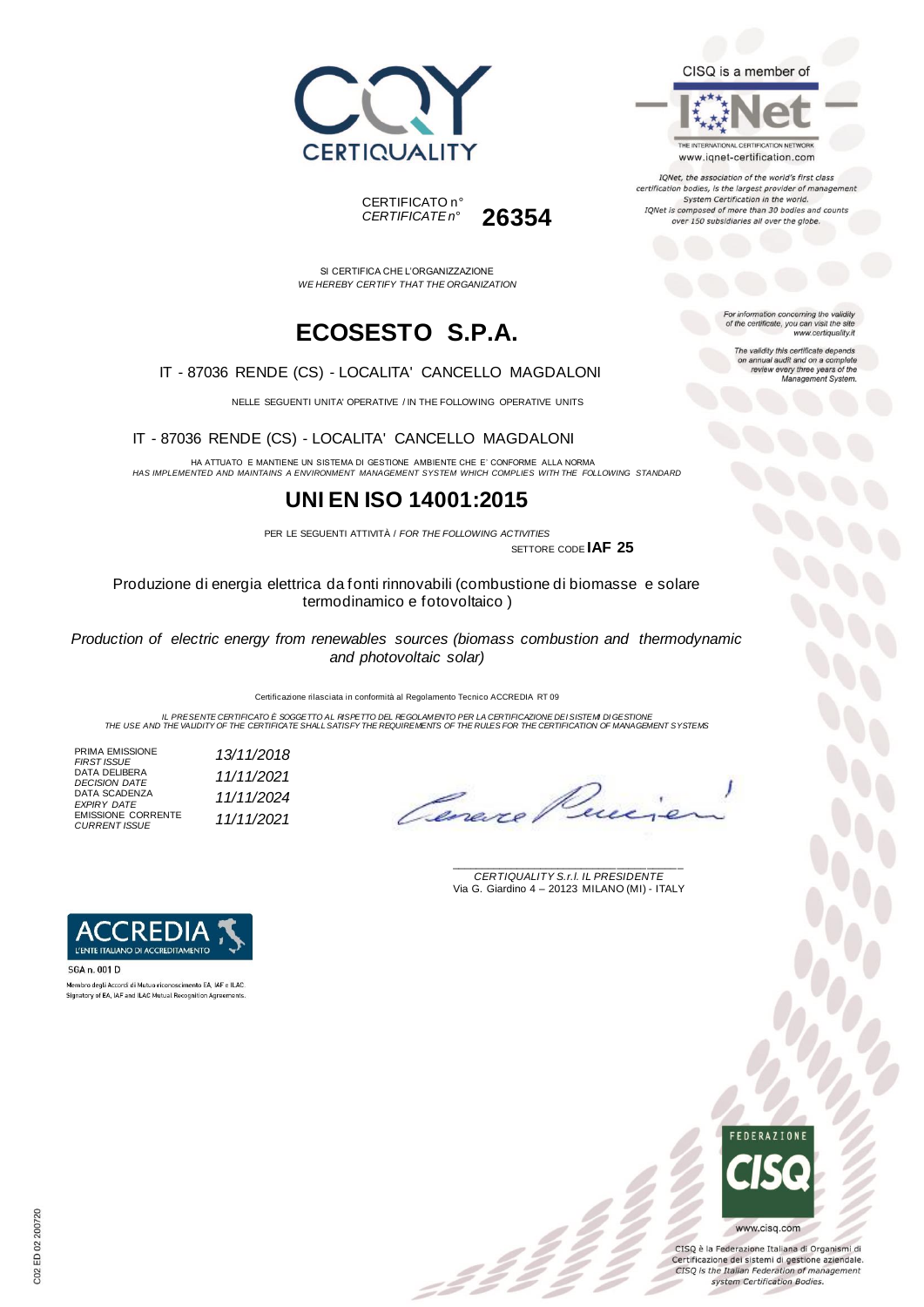CERTIQUALITY

CISQ is a member of

IQNet

THE INTERNATIONAL CERTIFICATION NETWORK
www.iqnet-certification.com

*IQNet, the association of the world's first class certification bodies, is the largest provider of management System Certification in the world. IQNet is composed of more than 30 bodies and counts over 150 subsidiaries all over the globe.*

CERTIFICATO n°
*CERTIFICATE n°* **26354**

SI CERTIFICA CHE L'ORGANIZZAZIONE
*WE HEREBY CERTIFY THAT THE ORGANIZATION*

# ECOSESTO S.P.A.

IT - 87036 RENDE (CS) - LOCALITA' CANCELLO MAGDALONI

NELLE SEGUENTI UNITA' OPERATIVE / IN THE FOLLOWING OPERATIVE UNITS

IT - 87036 RENDE (CS) - LOCALITA' CANCELLO MAGDALONI

HA ATTUATO E MANTIENE UN SISTEMA DI GESTIONE AMBIENTE CHE E' CONFORME ALLA NORMA
*HAS IMPLEMENTED AND MAINTAINS A ENVIRONMENT MANAGEMENT SYSTEM WHICH COMPLIES WITH THE FOLLOWING STANDARD*

## UNI EN ISO 14001:2015

PER LE SEGUENTI ATTIVITÀ / *FOR THE FOLLOWING ACTIVITIES*

SETTORE CODE **IAF 25**

Produzione di energia elettrica da fonti rinnovabili (combustione di biomasse e solare termodinamico e fotovoltaico )

*Production of electric energy from renewables sources (biomass combustion and thermodynamic and photovoltaic solar)*

Certificazione rilasciata in conformità al Regolamento Tecnico ACCREDIA RT 09

*IL PRESENTE CERTIFICATO È SOGGETTO AL RISPETTO DEL REGOLAMENTO PER LA CERTIFICAZIONE DEI SISTEMI DI GESTIONE*
*THE USE AND THE VALIDITY OF THE CERTIFICATE SHALL SATISFY THE REQUIREMENTS OF THE RULES FOR THE CERTIFICATION OF MANAGEMENT SYSTEMS*

| | |
|---|---|
| PRIMA EMISSIONE *FIRST ISSUE* | *13/11/2018* |
| DATA DELIBERA *DECISION DATE* | *11/11/2021* |
| DATA SCADENZA *EXPIRY DATE* | *11/11/2024* |
| EMISSIONE CORRENTE *CURRENT ISSUE* | *11/11/2021* |

*CERTIQUALITY S.r.l. IL PRESIDENTE*
Via G. Giardino 4 – 20123 MILANO (MI) - ITALY

*For information concerning the validity of the certificate, you can visit the site www.certiquality.it*

*The validity this certificate depends on annual audit and on a complete review every three years of the Management System.*

ACCREDIA
L'ENTE ITALIANO DI ACCREDITAMENTO

SGA n. 001 D

Membro degli Accordi di Mutuo riconoscimento EA, IAF e ILAC
Signatory of EA, IAF and ILAC Mutual Recognition Agreements

FEDERAZIONE CISQ

www.cisq.com

CISQ è la Federazione Italiana di Organismi di Certificazione dei sistemi di gestione aziendale.
*CISQ is the Italian Federation of management system Certification Bodies.*

C02 ED 02 200720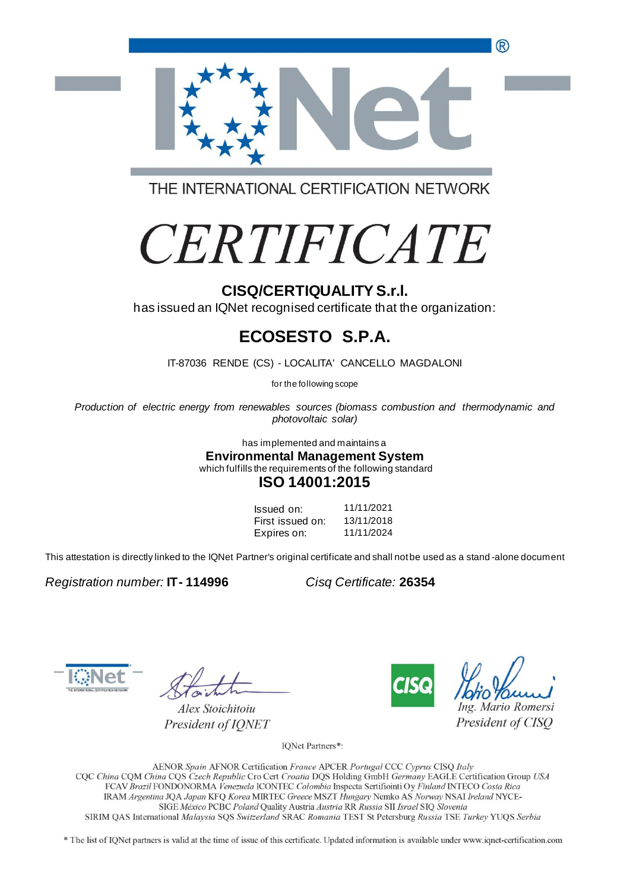THE INTERNATIONAL CERTIFICATION NETWORK

# CERTIFICATE

## CISQ/CERTIQUALITY S.r.l.

has issued an IQNet recognised certificate that the organization:

## ECOSESTO S.P.A.

IT-87036 RENDE (CS) - LOCALITA' CANCELLO MAGDALONI

for the following scope

*Production of electric energy from renewables sources (biomass combustion and thermodynamic and photovoltaic solar)*

has implemented and maintains a

**Environmental Management System**

which fulfills the requirements of the following standard

## ISO 14001:2015

| | |
|---|---|
| Issued on: | 11/11/2021 |
| First issued on: | 13/11/2018 |
| Expires on: | 11/11/2024 |

This attestation is directly linked to the IQNet Partner's original certificate and shall not be used as a stand-alone document

*Registration number:* **IT- 114996** *Cisq Certificate:* **26354**

*Alex Stoichitoiu*
*President of IQNET*

*Ing. Mario Romersi*
*President of CISQ*

IQNet Partners*:

AENOR *Spain* AFNOR Certification *France* APCER *Portugal* CCC *Cyprus* CISQ *Italy*
CQC *China* CQM *China* CQS *Czech Republic* Cro Cert *Croatia* DQS Holding GmbH *Germany* EAGLE Certification Group *USA*
FCAV *Brazil* FONDONORMA *Venezuela* ICONTEC *Colombia* Inspecta Sertifiointi Oy *Finland* INTECO *Costa Rica*
IRAM *Argentina* JQA *Japan* KFQ *Korea* MIRTEC *Greece* MSZT *Hungary* Nemko AS *Norway* NSAI *Ireland* NYCE-SIGE *México* PCBC *Poland* Quality Austria *Austria* RR *Russia* SII *Israel* SIQ *Slovenia*
SIRIM QAS International *Malaysia* SQS *Switzerland* SRAC *Romania* TEST St Petersburg *Russia* TSE *Turkey* YUQS *Serbia*

\* The list of IQNet partners is valid at the time of issue of this certificate. Updated information is available under www.iqnet-certification.com